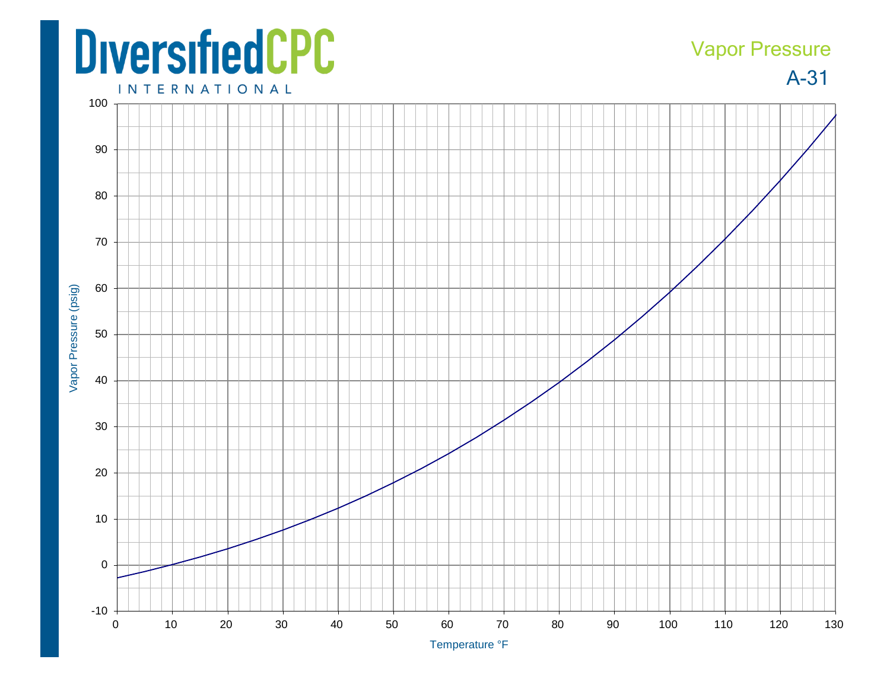# DiversifiedCPC INTERNATIONAL

## Vapor Pressure

## A-31

Vapor Pressure (psig)

Temperature °F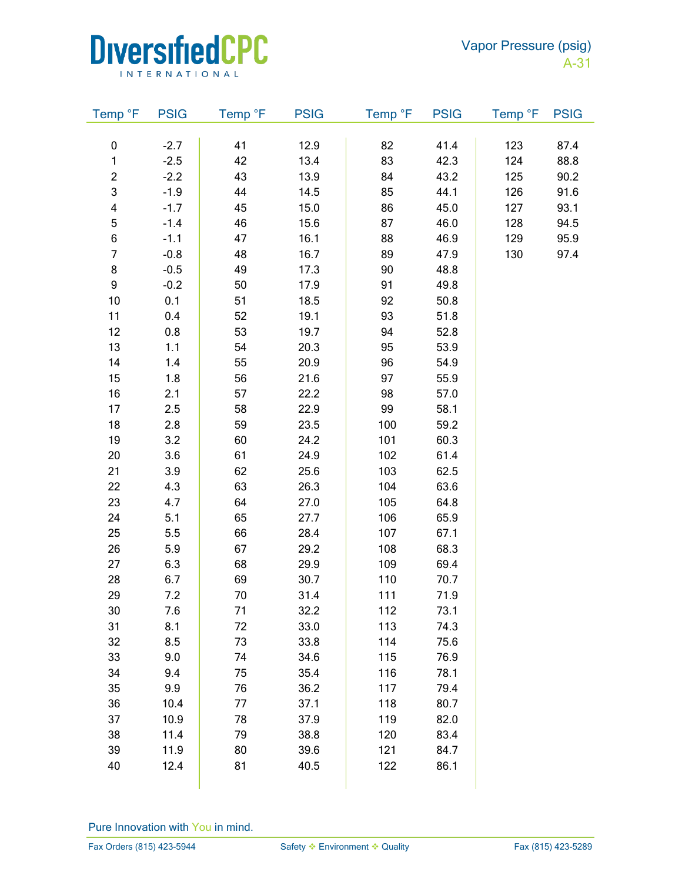# DiversifiedCPC INTERNATIONAL

Vapor Pressure (psig)
A-31

| Temp °F | PSIG | Temp °F | PSIG | Temp °F | PSIG | Temp °F | PSIG |
|---|---|---|---|---|---|---|---|
| 0 | -2.7 | 41 | 12.9 | 82 | 41.4 | 123 | 87.4 |
| 1 | -2.5 | 42 | 13.4 | 83 | 42.3 | 124 | 88.8 |
| 2 | -2.2 | 43 | 13.9 | 84 | 43.2 | 125 | 90.2 |
| 3 | -1.9 | 44 | 14.5 | 85 | 44.1 | 126 | 91.6 |
| 4 | -1.7 | 45 | 15.0 | 86 | 45.0 | 127 | 93.1 |
| 5 | -1.4 | 46 | 15.6 | 87 | 46.0 | 128 | 94.5 |
| 6 | -1.1 | 47 | 16.1 | 88 | 46.9 | 129 | 95.9 |
| 7 | -0.8 | 48 | 16.7 | 89 | 47.9 | 130 | 97.4 |
| 8 | -0.5 | 49 | 17.3 | 90 | 48.8 | | |
| 9 | -0.2 | 50 | 17.9 | 91 | 49.8 | | |
| 10 | 0.1 | 51 | 18.5 | 92 | 50.8 | | |
| 11 | 0.4 | 52 | 19.1 | 93 | 51.8 | | |
| 12 | 0.8 | 53 | 19.7 | 94 | 52.8 | | |
| 13 | 1.1 | 54 | 20.3 | 95 | 53.9 | | |
| 14 | 1.4 | 55 | 20.9 | 96 | 54.9 | | |
| 15 | 1.8 | 56 | 21.6 | 97 | 55.9 | | |
| 16 | 2.1 | 57 | 22.2 | 98 | 57.0 | | |
| 17 | 2.5 | 58 | 22.9 | 99 | 58.1 | | |
| 18 | 2.8 | 59 | 23.5 | 100 | 59.2 | | |
| 19 | 3.2 | 60 | 24.2 | 101 | 60.3 | | |
| 20 | 3.6 | 61 | 24.9 | 102 | 61.4 | | |
| 21 | 3.9 | 62 | 25.6 | 103 | 62.5 | | |
| 22 | 4.3 | 63 | 26.3 | 104 | 63.6 | | |
| 23 | 4.7 | 64 | 27.0 | 105 | 64.8 | | |
| 24 | 5.1 | 65 | 27.7 | 106 | 65.9 | | |
| 25 | 5.5 | 66 | 28.4 | 107 | 67.1 | | |
| 26 | 5.9 | 67 | 29.2 | 108 | 68.3 | | |
| 27 | 6.3 | 68 | 29.9 | 109 | 69.4 | | |
| 28 | 6.7 | 69 | 30.7 | 110 | 70.7 | | |
| 29 | 7.2 | 70 | 31.4 | 111 | 71.9 | | |
| 30 | 7.6 | 71 | 32.2 | 112 | 73.1 | | |
| 31 | 8.1 | 72 | 33.0 | 113 | 74.3 | | |
| 32 | 8.5 | 73 | 33.8 | 114 | 75.6 | | |
| 33 | 9.0 | 74 | 34.6 | 115 | 76.9 | | |
| 34 | 9.4 | 75 | 35.4 | 116 | 78.1 | | |
| 35 | 9.9 | 76 | 36.2 | 117 | 79.4 | | |
| 36 | 10.4 | 77 | 37.1 | 118 | 80.7 | | |
| 37 | 10.9 | 78 | 37.9 | 119 | 82.0 | | |
| 38 | 11.4 | 79 | 38.8 | 120 | 83.4 | | |
| 39 | 11.9 | 80 | 39.6 | 121 | 84.7 | | |
| 40 | 12.4 | 81 | 40.5 | 122 | 86.1 | | |

Pure Innovation with You in mind.

Fax Orders (815) 423-5944 Safety ❖ Environment ❖ Quality Fax (815) 423-5289